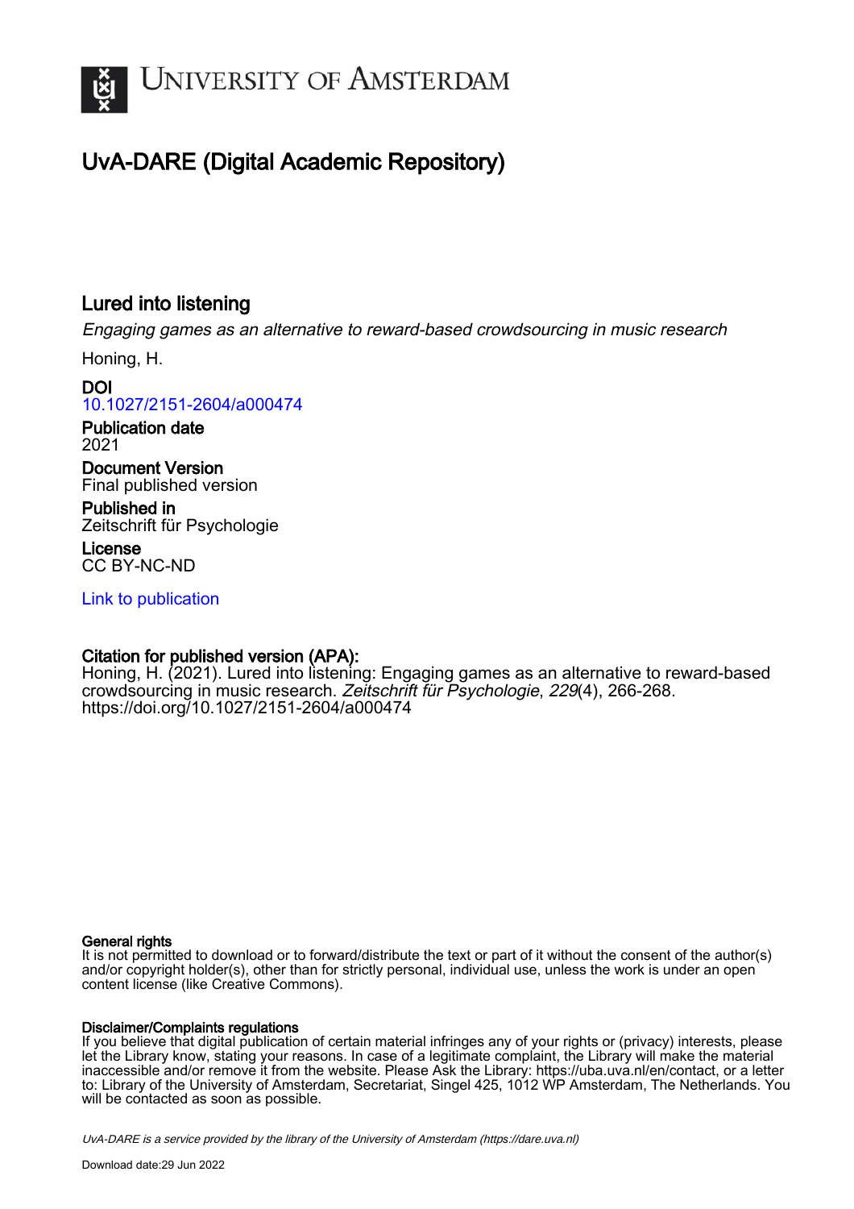# UvA-DARE (Digital Academic Repository)

## Lured into listening

*Engaging games as an alternative to reward-based crowdsourcing in music research*

Honing, H.

**DOI**
10.1027/2151-2604/a000474

**Publication date**
2021

**Document Version**
Final published version

**Published in**
Zeitschrift für Psychologie

**License**
CC BY-NC-ND

Link to publication

**Citation for published version (APA):**
Honing, H. (2021). Lured into listening: Engaging games as an alternative to reward-based crowdsourcing in music research. *Zeitschrift für Psychologie*, *229*(4), 266-268. https://doi.org/10.1027/2151-2604/a000474

**General rights**
It is not permitted to download or to forward/distribute the text or part of it without the consent of the author(s) and/or copyright holder(s), other than for strictly personal, individual use, unless the work is under an open content license (like Creative Commons).

**Disclaimer/Complaints regulations**
If you believe that digital publication of certain material infringes any of your rights or (privacy) interests, please let the Library know, stating your reasons. In case of a legitimate complaint, the Library will make the material inaccessible and/or remove it from the website. Please Ask the Library: https://uba.uva.nl/en/contact, or a letter to: Library of the University of Amsterdam, Secretariat, Singel 425, 1012 WP Amsterdam, The Netherlands. You will be contacted as soon as possible.

*UvA-DARE is a service provided by the library of the University of Amsterdam (https://dare.uva.nl)*

Download date:29 Jun 2022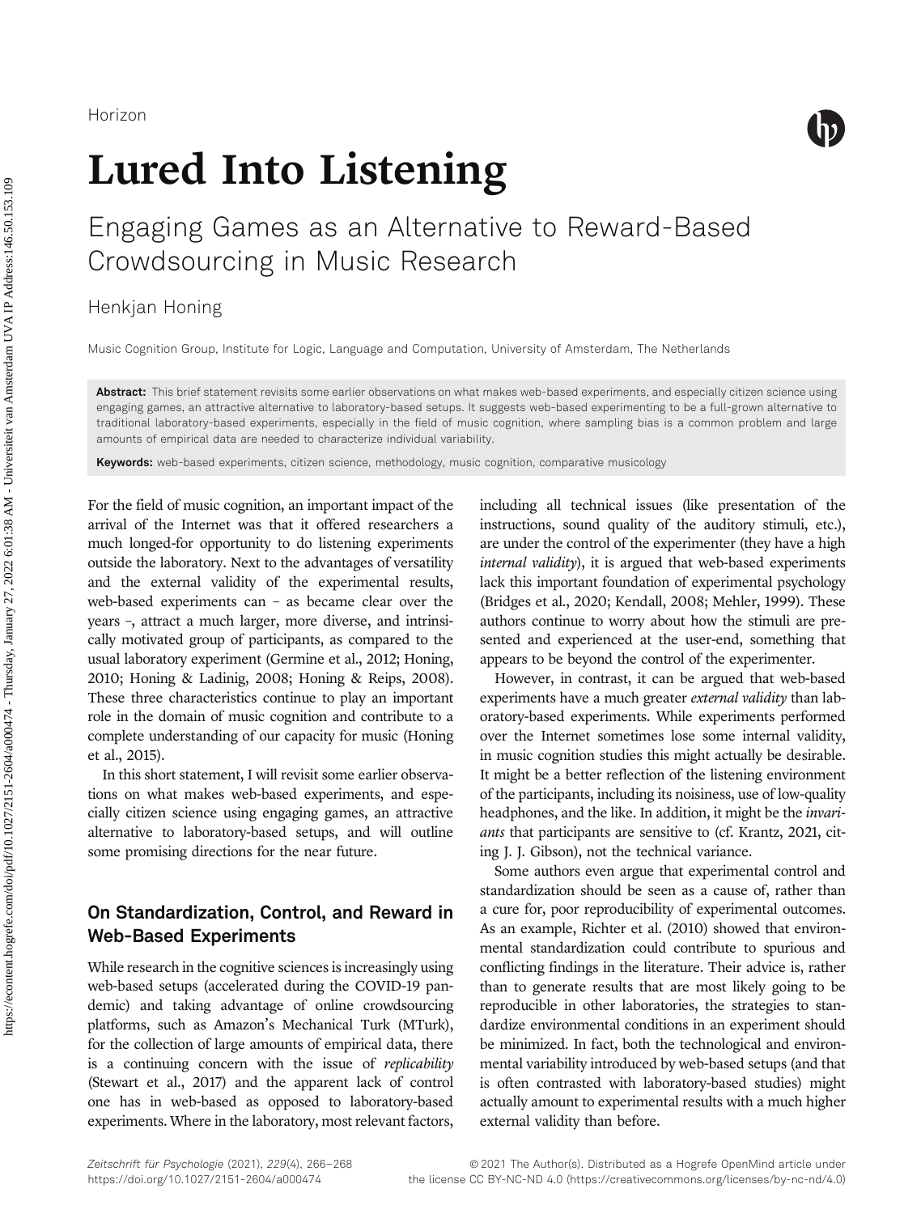Horizon

# Lured Into Listening

## Engaging Games as an Alternative to Reward-Based Crowdsourcing in Music Research

Henkjan Honing

Music Cognition Group, Institute for Logic, Language and Computation, University of Amsterdam, The Netherlands

**Abstract:** This brief statement revisits some earlier observations on what makes web-based experiments, and especially citizen science using engaging games, an attractive alternative to laboratory-based setups. It suggests web-based experimenting to be a full-grown alternative to traditional laboratory-based experiments, especially in the field of music cognition, where sampling bias is a common problem and large amounts of empirical data are needed to characterize individual variability.

**Keywords:** web-based experiments, citizen science, methodology, music cognition, comparative musicology

For the field of music cognition, an important impact of the arrival of the Internet was that it offered researchers a much longed-for opportunity to do listening experiments outside the laboratory. Next to the advantages of versatility and the external validity of the experimental results, web-based experiments can – as became clear over the years –, attract a much larger, more diverse, and intrinsically motivated group of participants, as compared to the usual laboratory experiment (Germine et al., 2012; Honing, 2010; Honing & Ladinig, 2008; Honing & Reips, 2008). These three characteristics continue to play an important role in the domain of music cognition and contribute to a complete understanding of our capacity for music (Honing et al., 2015).

In this short statement, I will revisit some earlier observations on what makes web-based experiments, and especially citizen science using engaging games, an attractive alternative to laboratory-based setups, and will outline some promising directions for the near future.

### On Standardization, Control, and Reward in Web-Based Experiments

While research in the cognitive sciences is increasingly using web-based setups (accelerated during the COVID-19 pandemic) and taking advantage of online crowdsourcing platforms, such as Amazon's Mechanical Turk (MTurk), for the collection of large amounts of empirical data, there is a continuing concern with the issue of *replicability* (Stewart et al., 2017) and the apparent lack of control one has in web-based as opposed to laboratory-based experiments. Where in the laboratory, most relevant factors, including all technical issues (like presentation of the instructions, sound quality of the auditory stimuli, etc.), are under the control of the experimenter (they have a high *internal validity*), it is argued that web-based experiments lack this important foundation of experimental psychology (Bridges et al., 2020; Kendall, 2008; Mehler, 1999). These authors continue to worry about how the stimuli are presented and experienced at the user-end, something that appears to be beyond the control of the experimenter.

However, in contrast, it can be argued that web-based experiments have a much greater *external validity* than laboratory-based experiments. While experiments performed over the Internet sometimes lose some internal validity, in music cognition studies this might actually be desirable. It might be a better reflection of the listening environment of the participants, including its noisiness, use of low-quality headphones, and the like. In addition, it might be the *invariants* that participants are sensitive to (cf. Krantz, 2021, citing J. J. Gibson), not the technical variance.

Some authors even argue that experimental control and standardization should be seen as a cause of, rather than a cure for, poor reproducibility of experimental outcomes. As an example, Richter et al. (2010) showed that environmental standardization could contribute to spurious and conflicting findings in the literature. Their advice is, rather than to generate results that are most likely going to be reproducible in other laboratories, the strategies to standardize environmental conditions in an experiment should be minimized. In fact, both the technological and environmental variability introduced by web-based setups (and that is often contrasted with laboratory-based studies) might actually amount to experimental results with a much higher external validity than before.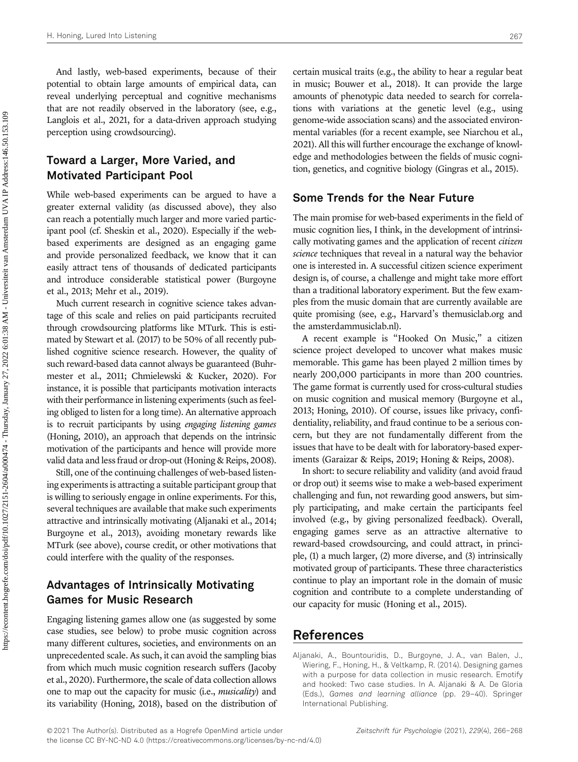And lastly, web-based experiments, because of their potential to obtain large amounts of empirical data, can reveal underlying perceptual and cognitive mechanisms that are not readily observed in the laboratory (see, e.g., Langlois et al., 2021, for a data-driven approach studying perception using crowdsourcing).

## Toward a Larger, More Varied, and Motivated Participant Pool

While web-based experiments can be argued to have a greater external validity (as discussed above), they also can reach a potentially much larger and more varied participant pool (cf. Sheskin et al., 2020). Especially if the web-based experiments are designed as an engaging game and provide personalized feedback, we know that it can easily attract tens of thousands of dedicated participants and introduce considerable statistical power (Burgoyne et al., 2013; Mehr et al., 2019).

Much current research in cognitive science takes advantage of this scale and relies on paid participants recruited through crowdsourcing platforms like MTurk. This is estimated by Stewart et al. (2017) to be 50% of all recently published cognitive science research. However, the quality of such reward-based data cannot always be guaranteed (Buhrmester et al., 2011; Chmielewski & Kucker, 2020). For instance, it is possible that participants motivation interacts with their performance in listening experiments (such as feeling obliged to listen for a long time). An alternative approach is to recruit participants by using *engaging listening games* (Honing, 2010), an approach that depends on the intrinsic motivation of the participants and hence will provide more valid data and less fraud or drop-out (Honing & Reips, 2008).

Still, one of the continuing challenges of web-based listening experiments is attracting a suitable participant group that is willing to seriously engage in online experiments. For this, several techniques are available that make such experiments attractive and intrinsically motivating (Aljanaki et al., 2014; Burgoyne et al., 2013), avoiding monetary rewards like MTurk (see above), course credit, or other motivations that could interfere with the quality of the responses.

## Advantages of Intrinsically Motivating Games for Music Research

Engaging listening games allow one (as suggested by some case studies, see below) to probe music cognition across many different cultures, societies, and environments on an unprecedented scale. As such, it can avoid the sampling bias from which much music cognition research suffers (Jacoby et al., 2020). Furthermore, the scale of data collection allows one to map out the capacity for music (i.e., *musicality*) and its variability (Honing, 2018), based on the distribution of certain musical traits (e.g., the ability to hear a regular beat in music; Bouwer et al., 2018). It can provide the large amounts of phenotypic data needed to search for correlations with variations at the genetic level (e.g., using genome-wide association scans) and the associated environmental variables (for a recent example, see Niarchou et al., 2021). All this will further encourage the exchange of knowledge and methodologies between the fields of music cognition, genetics, and cognitive biology (Gingras et al., 2015).

## Some Trends for the Near Future

The main promise for web-based experiments in the field of music cognition lies, I think, in the development of intrinsically motivating games and the application of recent *citizen science* techniques that reveal in a natural way the behavior one is interested in. A successful citizen science experiment design is, of course, a challenge and might take more effort than a traditional laboratory experiment. But the few examples from the music domain that are currently available are quite promising (see, e.g., Harvard's themusiclab.org and the amsterdammusiclab.nl).

A recent example is "Hooked On Music," a citizen science project developed to uncover what makes music memorable. This game has been played 2 million times by nearly 200,000 participants in more than 200 countries. The game format is currently used for cross-cultural studies on music cognition and musical memory (Burgoyne et al., 2013; Honing, 2010). Of course, issues like privacy, confidentiality, reliability, and fraud continue to be a serious concern, but they are not fundamentally different from the issues that have to be dealt with for laboratory-based experiments (Garaizar & Reips, 2019; Honing & Reips, 2008).

In short: to secure reliability and validity (and avoid fraud or drop out) it seems wise to make a web-based experiment challenging and fun, not rewarding good answers, but simply participating, and make certain the participants feel involved (e.g., by giving personalized feedback). Overall, engaging games serve as an attractive alternative to reward-based crowdsourcing, and could attract, in principle, (1) a much larger, (2) more diverse, and (3) intrinsically motivated group of participants. These three characteristics continue to play an important role in the domain of music cognition and contribute to a complete understanding of our capacity for music (Honing et al., 2015).

# References

Aljanaki, A., Bountouridis, D., Burgoyne, J. A., van Balen, J., Wiering, F., Honing, H., & Veltkamp, R. (2014). Designing games with a purpose for data collection in music research. Emotify and hooked: Two case studies. In A. Aljanaki & A. De Gloria (Eds.), *Games and learning alliance* (pp. 29–40). Springer International Publishing.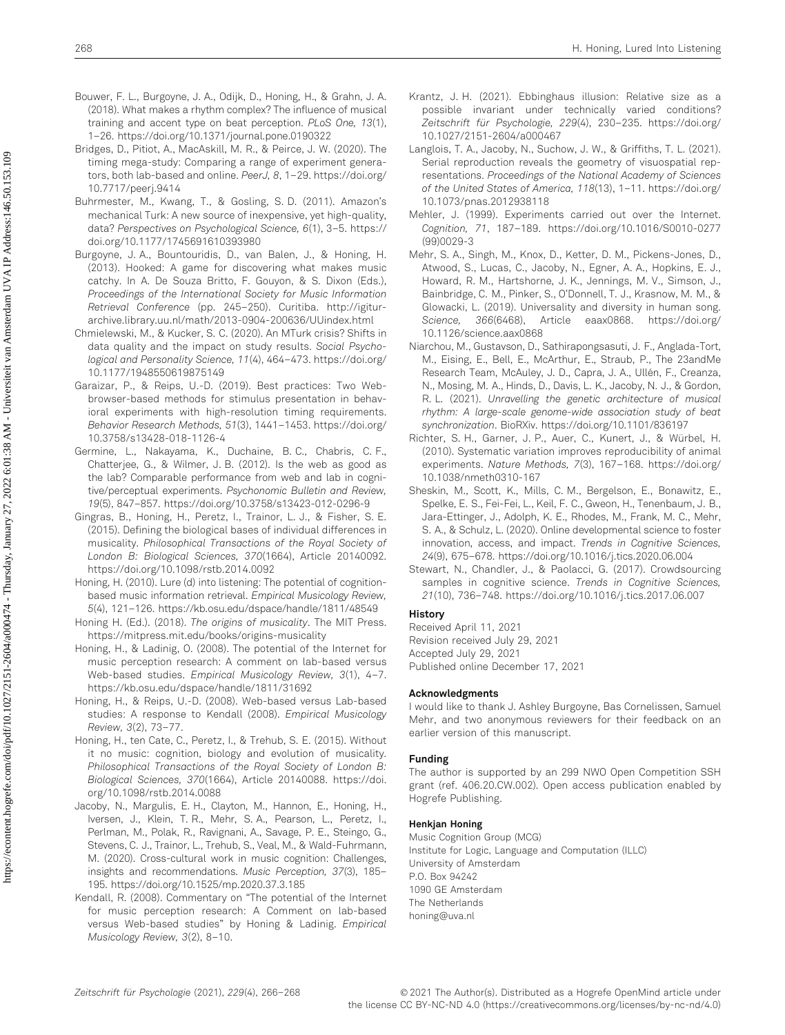Bouwer, F. L., Burgoyne, J. A., Odijk, D., Honing, H., & Grahn, J. A. (2018). What makes a rhythm complex? The influence of musical training and accent type on beat perception. *PLoS One, 13*(1), 1–26. https://doi.org/10.1371/journal.pone.0190322

Bridges, D., Pitiot, A., MacAskill, M. R., & Peirce, J. W. (2020). The timing mega-study: Comparing a range of experiment generators, both lab-based and online. *PeerJ, 8*, 1–29. https://doi.org/10.7717/peerj.9414

Buhrmester, M., Kwang, T., & Gosling, S. D. (2011). Amazon's mechanical Turk: A new source of inexpensive, yet high-quality, data? *Perspectives on Psychological Science, 6*(1), 3–5. https://doi.org/10.1177/1745691610393980

Burgoyne, J. A., Bountouridis, D., van Balen, J., & Honing, H. (2013). Hooked: A game for discovering what makes music catchy. In A. De Souza Britto, F. Gouyon, & S. Dixon (Eds.), *Proceedings of the International Society for Music Information Retrieval Conference* (pp. 245–250). Curitiba. http://igitur-archive.library.uu.nl/math/2013-0904-200636/UUindex.html

Chmielewski, M., & Kucker, S. C. (2020). An MTurk crisis? Shifts in data quality and the impact on study results. *Social Psychological and Personality Science, 11*(4), 464–473. https://doi.org/10.1177/1948550619875149

Garaizar, P., & Reips, U.-D. (2019). Best practices: Two Web-browser-based methods for stimulus presentation in behavioral experiments with high-resolution timing requirements. *Behavior Research Methods, 51*(3), 1441–1453. https://doi.org/10.3758/s13428-018-1126-4

Germine, L., Nakayama, K., Duchaine, B. C., Chabris, C. F., Chatterjee, G., & Wilmer, J. B. (2012). Is the web as good as the lab? Comparable performance from web and lab in cognitive/perceptual experiments. *Psychonomic Bulletin and Review, 19*(5), 847–857. https://doi.org/10.3758/s13423-012-0296-9

Gingras, B., Honing, H., Peretz, I., Trainor, L. J., & Fisher, S. E. (2015). Defining the biological bases of individual differences in musicality. *Philosophical Transactions of the Royal Society of London B: Biological Sciences, 370*(1664), Article 20140092. https://doi.org/10.1098/rstb.2014.0092

Honing, H. (2010). Lure (d) into listening: The potential of cognition-based music information retrieval. *Empirical Musicology Review, 5*(4), 121–126. https://kb.osu.edu/dspace/handle/1811/48549

Honing H. (Ed.). (2018). *The origins of musicality*. The MIT Press. https://mitpress.mit.edu/books/origins-musicality

Honing, H., & Ladinig, O. (2008). The potential of the Internet for music perception research: A comment on lab-based versus Web-based studies. *Empirical Musicology Review, 3*(1), 4–7. https://kb.osu.edu/dspace/handle/1811/31692

Honing, H., & Reips, U.-D. (2008). Web-based versus Lab-based studies: A response to Kendall (2008). *Empirical Musicology Review, 3*(2), 73–77.

Honing, H., ten Cate, C., Peretz, I., & Trehub, S. E. (2015). Without it no music: cognition, biology and evolution of musicality. *Philosophical Transactions of the Royal Society of London B: Biological Sciences, 370*(1664), Article 20140088. https://doi.org/10.1098/rstb.2014.0088

Jacoby, N., Margulis, E. H., Clayton, M., Hannon, E., Honing, H., Iversen, J., Klein, T. R., Mehr, S. A., Pearson, L., Peretz, I., Perlman, M., Polak, R., Ravignani, A., Savage, P. E., Steingo, G., Stevens, C. J., Trainor, L., Trehub, S., Veal, M., & Wald-Fuhrmann, M. (2020). Cross-cultural work in music cognition: Challenges, insights and recommendations. *Music Perception, 37*(3), 185–195. https://doi.org/10.1525/mp.2020.37.3.185

Kendall, R. (2008). Commentary on "The potential of the Internet for music perception research: A Comment on lab-based versus Web-based studies" by Honing & Ladinig. *Empirical Musicology Review, 3*(2), 8–10.

Krantz, J. H. (2021). Ebbinghaus illusion: Relative size as a possible invariant under technically varied conditions? *Zeitschrift für Psychologie, 229*(4), 230–235. https://doi.org/10.1027/2151-2604/a000467

Langlois, T. A., Jacoby, N., Suchow, J. W., & Griffiths, T. L. (2021). Serial reproduction reveals the geometry of visuospatial representations. *Proceedings of the National Academy of Sciences of the United States of America, 118*(13), 1–11. https://doi.org/10.1073/pnas.2012938118

Mehler, J. (1999). Experiments carried out over the Internet. *Cognition, 71*, 187–189. https://doi.org/10.1016/S0010-0277(99)0029-3

Mehr, S. A., Singh, M., Knox, D., Ketter, D. M., Pickens-Jones, D., Atwood, S., Lucas, C., Jacoby, N., Egner, A. A., Hopkins, E. J., Howard, R. M., Hartshorne, J. K., Jennings, M. V., Simson, J., Bainbridge, C. M., Pinker, S., O'Donnell, T. J., Krasnow, M. M., & Glowacki, L. (2019). Universality and diversity in human song. *Science, 366*(6468), Article eaax0868. https://doi.org/10.1126/science.aax0868

Niarchou, M., Gustavson, D., Sathirapongsasuti, J. F., Anglada-Tort, M., Eising, E., Bell, E., McArthur, E., Straub, P., The 23andMe Research Team, McAuley, J. D., Capra, J. A., Ullén, F., Creanza, N., Mosing, M. A., Hinds, D., Davis, L. K., Jacoby, N. J., & Gordon, R. L. (2021). *Unravelling the genetic architecture of musical rhythm: A large-scale genome-wide association study of beat synchronization*. BioRXiv. https://doi.org/10.1101/836197

Richter, S. H., Garner, J. P., Auer, C., Kunert, J., & Würbel, H. (2010). Systematic variation improves reproducibility of animal experiments. *Nature Methods, 7*(3), 167–168. https://doi.org/10.1038/nmeth0310-167

Sheskin, M., Scott, K., Mills, C. M., Bergelson, E., Bonawitz, E., Spelke, E. S., Fei-Fei, L., Keil, F. C., Gweon, H., Tenenbaum, J. B., Jara-Ettinger, J., Adolph, K. E., Rhodes, M., Frank, M. C., Mehr, S. A., & Schulz, L. (2020). Online developmental science to foster innovation, access, and impact. *Trends in Cognitive Sciences, 24*(9), 675–678. https://doi.org/10.1016/j.tics.2020.06.004

Stewart, N., Chandler, J., & Paolacci, G. (2017). Crowdsourcing samples in cognitive science. *Trends in Cognitive Sciences, 21*(10), 736–748. https://doi.org/10.1016/j.tics.2017.06.007

#### History

Received April 11, 2021
Revision received July 29, 2021
Accepted July 29, 2021
Published online December 17, 2021

#### Acknowledgments

I would like to thank J. Ashley Burgoyne, Bas Cornelissen, Samuel Mehr, and two anonymous reviewers for their feedback on an earlier version of this manuscript.

#### Funding

The author is supported by an 299 NWO Open Competition SSH grant (ref. 406.20.CW.002). Open access publication enabled by Hogrefe Publishing.

#### Henkjan Honing

Music Cognition Group (MCG)
Institute for Logic, Language and Computation (ILLC)
University of Amsterdam
P.O. Box 94242
1090 GE Amsterdam
The Netherlands
honing@uva.nl

© 2021 The Author(s). Distributed as a Hogrefe OpenMind article under the license CC BY-NC-ND 4.0 (https://creativecommons.org/licenses/by-nc-nd/4.0)